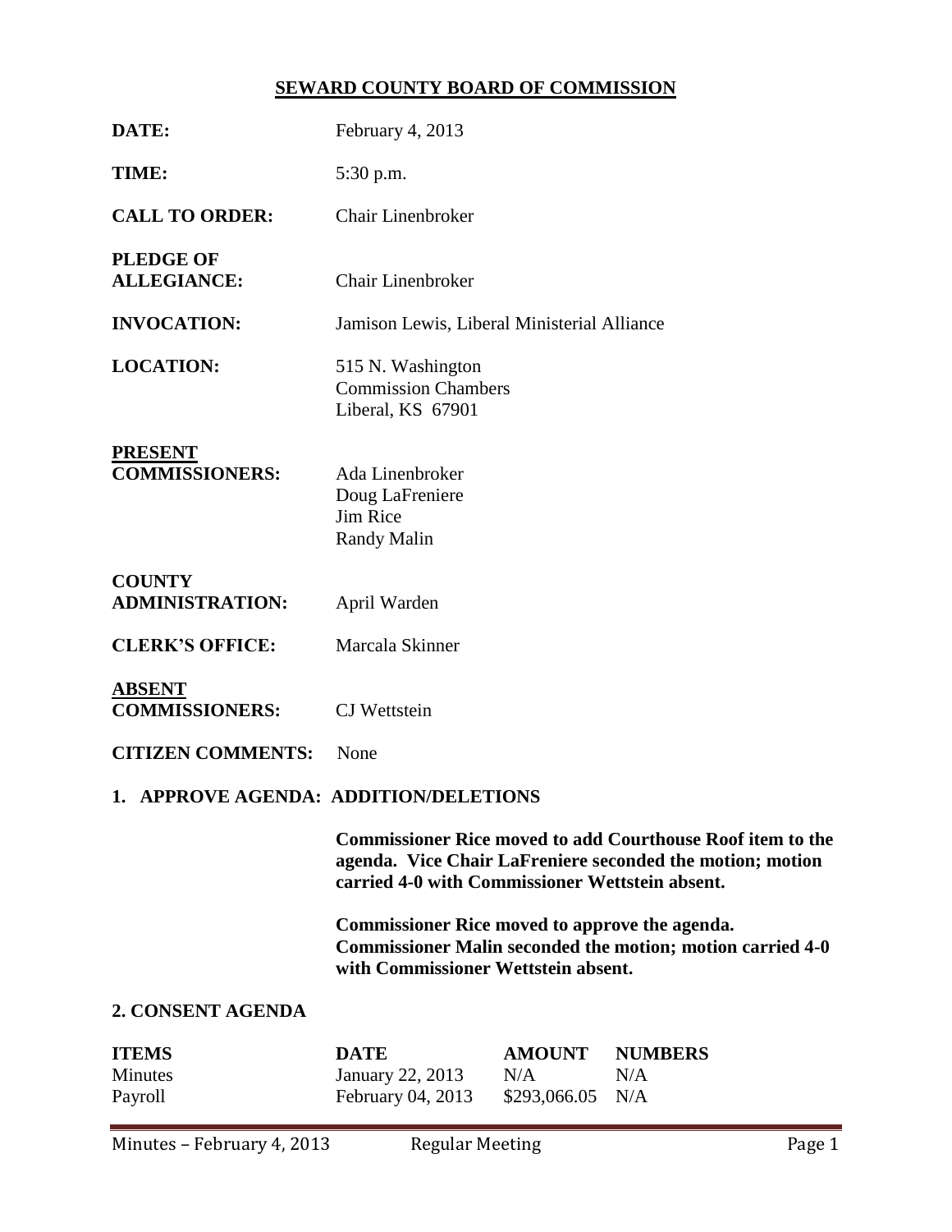# SEWARD COUNTY BOARD OF COMMISSION

**DATE:** February 4, 2013

**TIME:** 5:30 p.m.

**CALL TO ORDER:** Chair Linenbroker

**PLEDGE OF ALLEGIANCE:** Chair Linenbroker

**INVOCATION:** Jamison Lewis, Liberal Ministerial Alliance

**LOCATION:** 515 N. Washington
Commission Chambers
Liberal, KS 67901

**PRESENT COMMISSIONERS:** Ada Linenbroker
Doug LaFreniere
Jim Rice
Randy Malin

**COUNTY ADMINISTRATION:** April Warden

**CLERK'S OFFICE:** Marcala Skinner

**ABSENT COMMISSIONERS:** CJ Wettstein

**CITIZEN COMMENTS:** None

## 1. APPROVE AGENDA: ADDITION/DELETIONS

**Commissioner Rice moved to add Courthouse Roof item to the agenda. Vice Chair LaFreniere seconded the motion; motion carried 4-0 with Commissioner Wettstein absent.**

**Commissioner Rice moved to approve the agenda. Commissioner Malin seconded the motion; motion carried 4-0 with Commissioner Wettstein absent.**

## 2. CONSENT AGENDA

| ITEMS | DATE | AMOUNT | NUMBERS |
|---|---|---|---|
| Minutes | January 22, 2013 | N/A | N/A |
| Payroll | February 04, 2013 | $293,066.05 | N/A |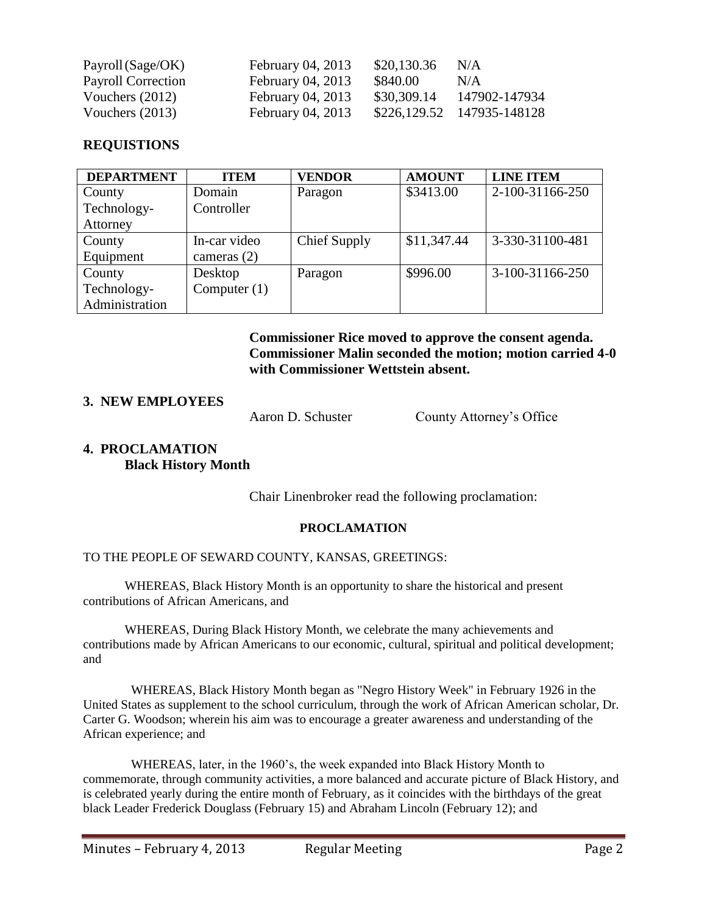| | | | |
|---|---|---|---|
| Payroll (Sage/OK) | February 04, 2013 | $20,130.36 | N/A |
| Payroll Correction | February 04, 2013 | $840.00 | N/A |
| Vouchers (2012) | February 04, 2013 | $30,309.14 | 147902-147934 |
| Vouchers (2013) | February 04, 2013 | $226,129.52 | 147935-148128 |

## REQUISTIONS

| DEPARTMENT | ITEM | VENDOR | AMOUNT | LINE ITEM |
|---|---|---|---|---|
| County Technology-Attorney | Domain Controller | Paragon | $3413.00 | 2-100-31166-250 |
| County Equipment | In-car video cameras (2) | Chief Supply | $11,347.44 | 3-330-31100-481 |
| County Technology-Administration | Desktop Computer (1) | Paragon | $996.00 | 3-100-31166-250 |

**Commissioner Rice moved to approve the consent agenda. Commissioner Malin seconded the motion; motion carried 4-0 with Commissioner Wettstein absent.**

## 3. NEW EMPLOYEES

Aaron D. Schuster — County Attorney's Office

## 4. PROCLAMATION

### Black History Month

Chair Linenbroker read the following proclamation:

**PROCLAMATION**

TO THE PEOPLE OF SEWARD COUNTY, KANSAS, GREETINGS:

WHEREAS, Black History Month is an opportunity to share the historical and present contributions of African Americans, and

WHEREAS, During Black History Month, we celebrate the many achievements and contributions made by African Americans to our economic, cultural, spiritual and political development; and

WHEREAS, Black History Month began as "Negro History Week" in February 1926 in the United States as supplement to the school curriculum, through the work of African American scholar, Dr. Carter G. Woodson; wherein his aim was to encourage a greater awareness and understanding of the African experience; and

WHEREAS, later, in the 1960's, the week expanded into Black History Month to commemorate, through community activities, a more balanced and accurate picture of Black History, and is celebrated yearly during the entire month of February, as it coincides with the birthdays of the great black Leader Frederick Douglass (February 15) and Abraham Lincoln (February 12); and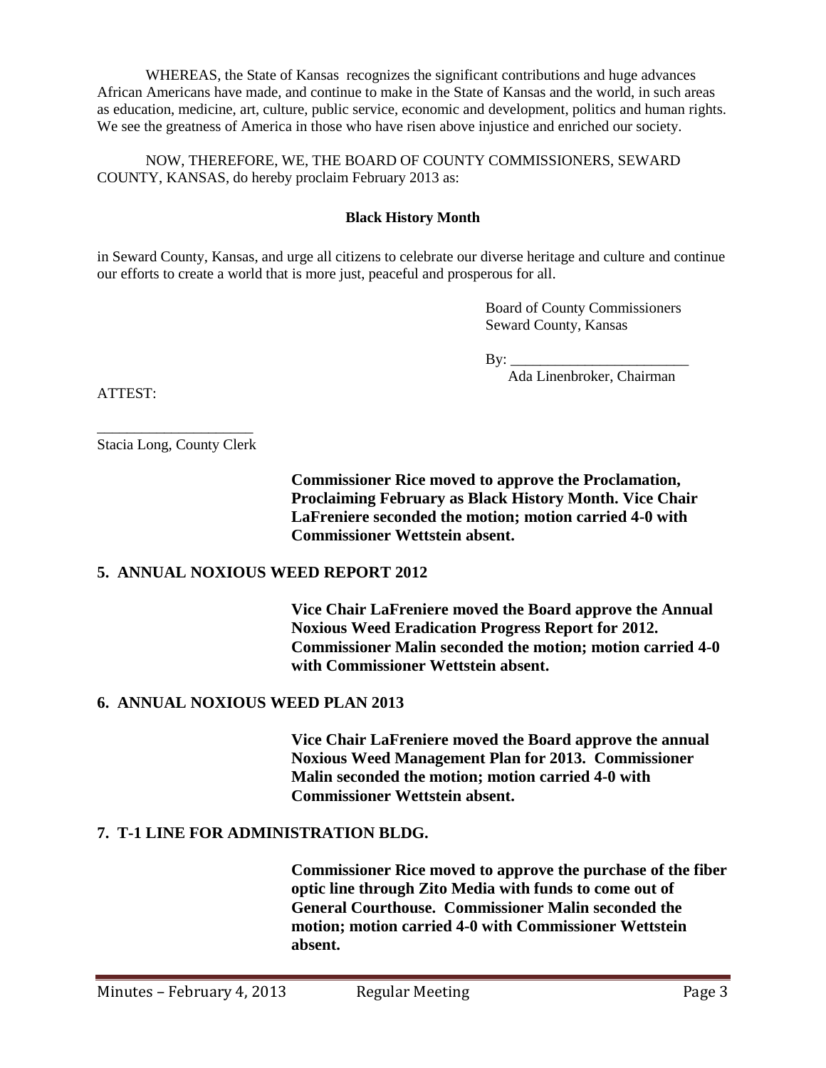WHEREAS, the State of Kansas recognizes the significant contributions and huge advances African Americans have made, and continue to make in the State of Kansas and the world, in such areas as education, medicine, art, culture, public service, economic and development, politics and human rights. We see the greatness of America in those who have risen above injustice and enriched our society.

NOW, THEREFORE, WE, THE BOARD OF COUNTY COMMISSIONERS, SEWARD COUNTY, KANSAS, do hereby proclaim February 2013 as:

**Black History Month**

in Seward County, Kansas, and urge all citizens to celebrate our diverse heritage and culture and continue our efforts to create a world that is more just, peaceful and prosperous for all.

Board of County Commissioners
Seward County, Kansas

By: ________________________
Ada Linenbroker, Chairman

ATTEST:

_____________________
Stacia Long, County Clerk

**Commissioner Rice moved to approve the Proclamation, Proclaiming February as Black History Month. Vice Chair LaFreniere seconded the motion; motion carried 4-0 with Commissioner Wettstein absent.**

## 5. ANNUAL NOXIOUS WEED REPORT 2012

**Vice Chair LaFreniere moved the Board approve the Annual Noxious Weed Eradication Progress Report for 2012. Commissioner Malin seconded the motion; motion carried 4-0 with Commissioner Wettstein absent.**

## 6. ANNUAL NOXIOUS WEED PLAN 2013

**Vice Chair LaFreniere moved the Board approve the annual Noxious Weed Management Plan for 2013. Commissioner Malin seconded the motion; motion carried 4-0 with Commissioner Wettstein absent.**

## 7. T-1 LINE FOR ADMINISTRATION BLDG.

**Commissioner Rice moved to approve the purchase of the fiber optic line through Zito Media with funds to come out of General Courthouse. Commissioner Malin seconded the motion; motion carried 4-0 with Commissioner Wettstein absent.**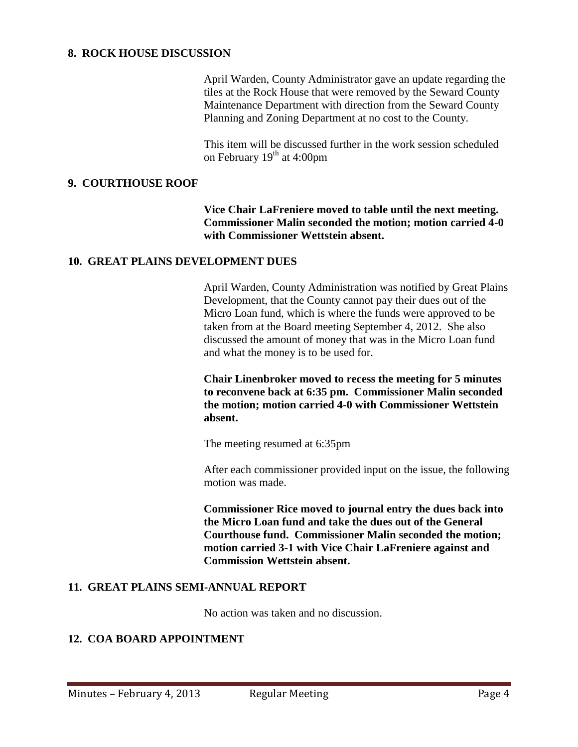## 8. ROCK HOUSE DISCUSSION

April Warden, County Administrator gave an update regarding the tiles at the Rock House that were removed by the Seward County Maintenance Department with direction from the Seward County Planning and Zoning Department at no cost to the County.

This item will be discussed further in the work session scheduled on February 19th at 4:00pm

## 9. COURTHOUSE ROOF

**Vice Chair LaFreniere moved to table until the next meeting. Commissioner Malin seconded the motion; motion carried 4-0 with Commissioner Wettstein absent.**

## 10. GREAT PLAINS DEVELOPMENT DUES

April Warden, County Administration was notified by Great Plains Development, that the County cannot pay their dues out of the Micro Loan fund, which is where the funds were approved to be taken from at the Board meeting September 4, 2012. She also discussed the amount of money that was in the Micro Loan fund and what the money is to be used for.

**Chair Linenbroker moved to recess the meeting for 5 minutes to reconvene back at 6:35 pm. Commissioner Malin seconded the motion; motion carried 4-0 with Commissioner Wettstein absent.**

The meeting resumed at 6:35pm

After each commissioner provided input on the issue, the following motion was made.

**Commissioner Rice moved to journal entry the dues back into the Micro Loan fund and take the dues out of the General Courthouse fund. Commissioner Malin seconded the motion; motion carried 3-1 with Vice Chair LaFreniere against and Commission Wettstein absent.**

## 11. GREAT PLAINS SEMI-ANNUAL REPORT

No action was taken and no discussion.

## 12. COA BOARD APPOINTMENT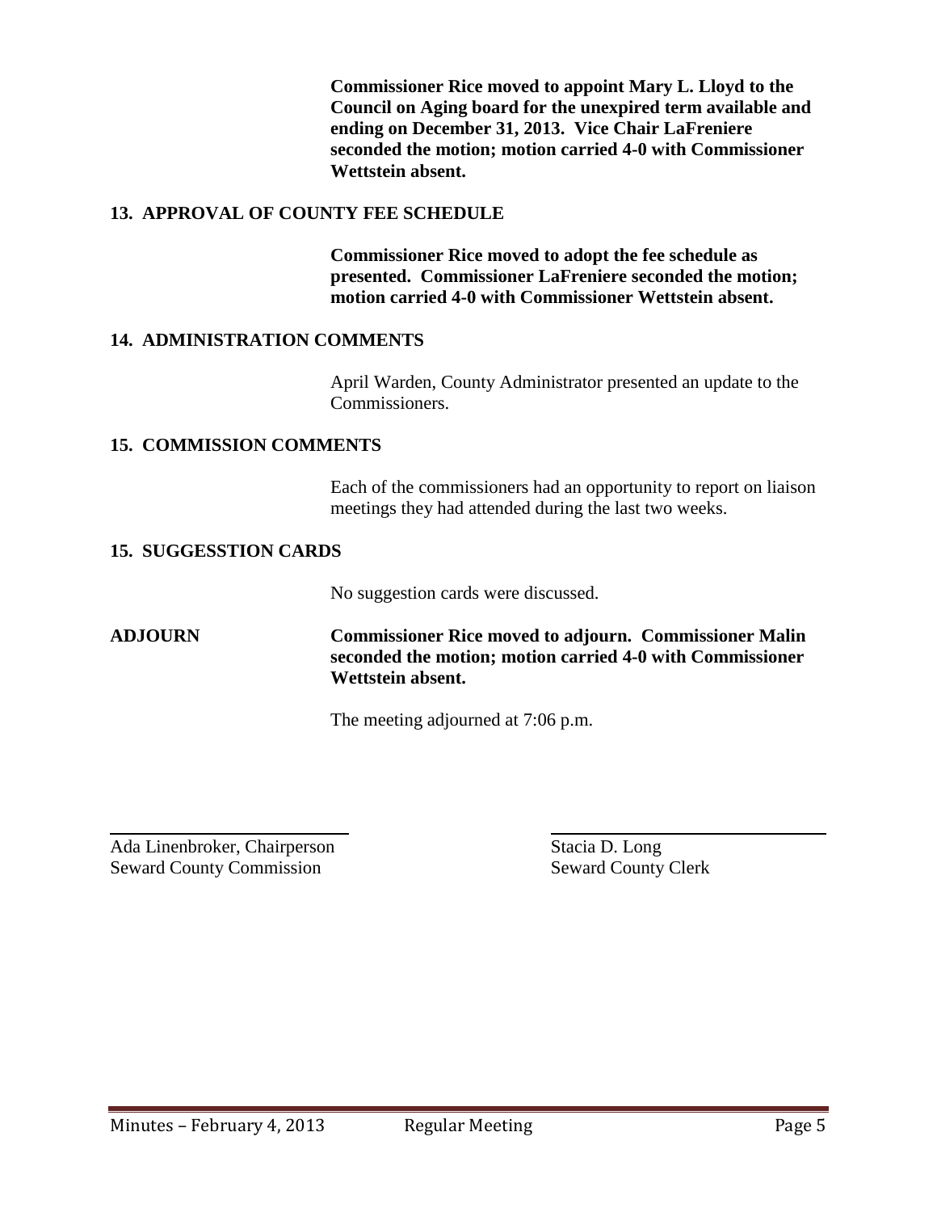**Commissioner Rice moved to appoint Mary L. Lloyd to the Council on Aging board for the unexpired term available and ending on December 31, 2013. Vice Chair LaFreniere seconded the motion; motion carried 4-0 with Commissioner Wettstein absent.**

## 13. APPROVAL OF COUNTY FEE SCHEDULE

**Commissioner Rice moved to adopt the fee schedule as presented. Commissioner LaFreniere seconded the motion; motion carried 4-0 with Commissioner Wettstein absent.**

## 14. ADMINISTRATION COMMENTS

April Warden, County Administrator presented an update to the Commissioners.

## 15. COMMISSION COMMENTS

Each of the commissioners had an opportunity to report on liaison meetings they had attended during the last two weeks.

## 15. SUGGESSTION CARDS

No suggestion cards were discussed.

**ADJOURN** **Commissioner Rice moved to adjourn. Commissioner Malin seconded the motion; motion carried 4-0 with Commissioner Wettstein absent.**

The meeting adjourned at 7:06 p.m.

Ada Linenbroker, Chairperson
Seward County Commission

Stacia D. Long
Seward County Clerk